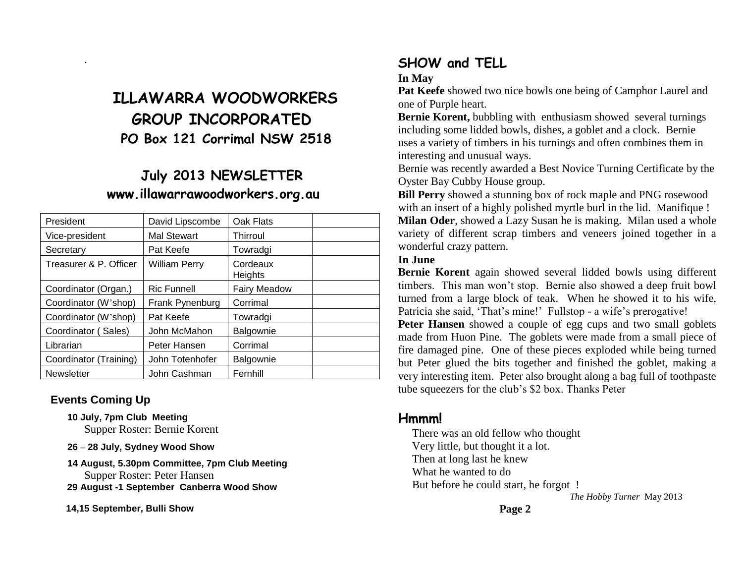# ILLAWARRA WOODWORKERS GROUP INCORPORATED

## PO Box 121 Corrimal NSW 2518

## July 2013 NEWSLETTER

### www.illawarrawoodworkers.org.au

| President | David Lipscombe | Oak Flats | |
|---|---|---|---|
| Vice-president | Mal Stewart | Thirroul | |
| Secretary | Pat Keefe | Towradgi | |
| Treasurer & P. Officer | William Perry | Cordeaux Heights | |
| Coordinator (Organ.) | Ric Funnell | Fairy Meadow | |
| Coordinator (W'shop) | Frank Pynenburg | Corrimal | |
| Coordinator (W'shop) | Pat Keefe | Towradgi | |
| Coordinator ( Sales) | John McMahon | Balgownie | |
| Librarian | Peter Hansen | Corrimal | |
| Coordinator (Training) | John Totenhofer | Balgownie | |
| Newsletter | John Cashman | Fernhill | |

### Events Coming Up

**10 July, 7pm Club Meeting**
Supper Roster: Bernie Korent

**26 – 28 July, Sydney Wood Show**

**14 August, 5.30pm Committee, 7pm Club Meeting**
Supper Roster: Peter Hansen

**29 August -1 September Canberra Wood Show**

**14,15 September, Bulli Show**

## SHOW and TELL

**In May**

**Pat Keefe** showed two nice bowls one being of Camphor Laurel and one of Purple heart.

**Bernie Korent,** bubbling with enthusiasm showed several turnings including some lidded bowls, dishes, a goblet and a clock. Bernie uses a variety of timbers in his turnings and often combines them in interesting and unusual ways.

Bernie was recently awarded a Best Novice Turning Certificate by the Oyster Bay Cubby House group.

**Bill Perry** showed a stunning box of rock maple and PNG rosewood with an insert of a highly polished myrtle burl in the lid. Manifique !

**Milan Oder**, showed a Lazy Susan he is making. Milan used a whole variety of different scrap timbers and veneers joined together in a wonderful crazy pattern.

**In June**

**Bernie Korent** again showed several lidded bowls using different timbers. This man won't stop. Bernie also showed a deep fruit bowl turned from a large block of teak. When he showed it to his wife, Patricia she said, 'That's mine!' Fullstop - a wife's prerogative!

**Peter Hansen** showed a couple of egg cups and two small goblets made from Huon Pine. The goblets were made from a small piece of fire damaged pine. One of these pieces exploded while being turned but Peter glued the bits together and finished the goblet, making a very interesting item. Peter also brought along a bag full of toothpaste tube squeezers for the club's $2 box. Thanks Peter

## Hmmm!

There was an old fellow who thought
Very little, but thought it a lot.
Then at long last he knew
What he wanted to do
But before he could start, he forgot !

*The Hobby Turner* May 2013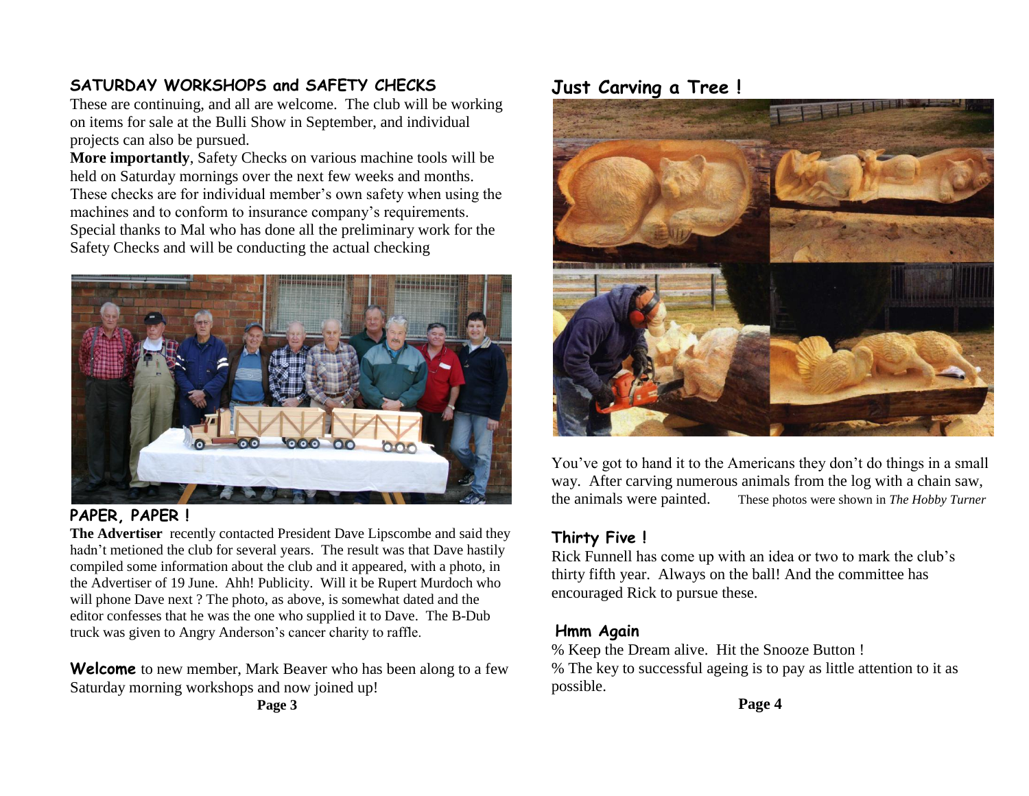## SATURDAY WORKSHOPS and SAFETY CHECKS

These are continuing, and all are welcome. The club will be working on items for sale at the Bulli Show in September, and individual projects can also be pursued.

**More importantly**, Safety Checks on various machine tools will be held on Saturday mornings over the next few weeks and months. These checks are for individual member's own safety when using the machines and to conform to insurance company's requirements. Special thanks to Mal who has done all the preliminary work for the Safety Checks and will be conducting the actual checking

## PAPER, PAPER !

**The Advertiser** recently contacted President Dave Lipscombe and said they hadn't metioned the club for several years. The result was that Dave hastily compiled some information about the club and it appeared, with a photo, in the Advertiser of 19 June. Ahh! Publicity. Will it be Rupert Murdoch who will phone Dave next ? The photo, as above, is somewhat dated and the editor confesses that he was the one who supplied it to Dave. The B-Dub truck was given to Angry Anderson's cancer charity to raffle.

**Welcome** to new member, Mark Beaver who has been along to a few Saturday morning workshops and now joined up!

## Just Carving a Tree !

You've got to hand it to the Americans they don't do things in a small way. After carving numerous animals from the log with a chain saw, the animals were painted. These photos were shown in *The Hobby Turner*

## Thirty Five !

Rick Funnell has come up with an idea or two to mark the club's thirty fifth year. Always on the ball! And the committee has encouraged Rick to pursue these.

## Hmm Again

% Keep the Dream alive. Hit the Snooze Button !

% The key to successful ageing is to pay as little attention to it as possible.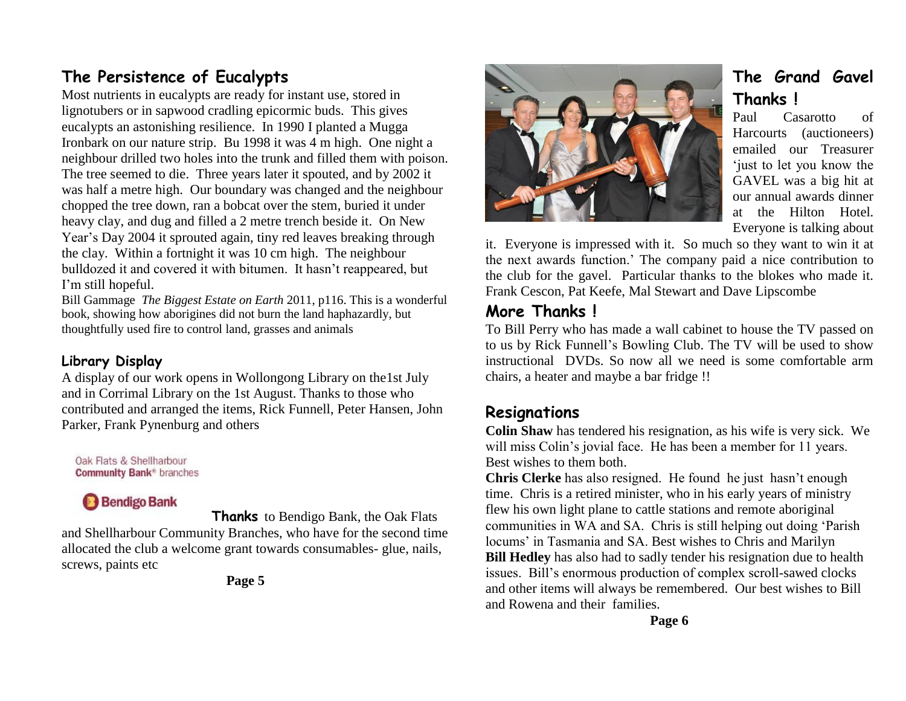## The Persistence of Eucalypts

Most nutrients in eucalypts are ready for instant use, stored in lignotubers or in sapwood cradling epicormic buds. This gives eucalypts an astonishing resilience. In 1990 I planted a Mugga Ironbark on our nature strip. Bu 1998 it was 4 m high. One night a neighbour drilled two holes into the trunk and filled them with poison. The tree seemed to die. Three years later it spouted, and by 2002 it was half a metre high. Our boundary was changed and the neighbour chopped the tree down, ran a bobcat over the stem, buried it under heavy clay, and dug and filled a 2 metre trench beside it. On New Year's Day 2004 it sprouted again, tiny red leaves breaking through the clay. Within a fortnight it was 10 cm high. The neighbour bulldozed it and covered it with bitumen. It hasn't reappeared, but I'm still hopeful.

Bill Gammage *The Biggest Estate on Earth* 2011, p116. This is a wonderful book, showing how aborigines did not burn the land haphazardly, but thoughtfully used fire to control land, grasses and animals

### Library Display

A display of our work opens in Wollongong Library on the1st July and in Corrimal Library on the 1st August. Thanks to those who contributed and arranged the items, Rick Funnell, Peter Hansen, John Parker, Frank Pynenburg and others

Oak Flats & Shellharbour **Community Bank**® branches

**Bendigo Bank**

**Thanks** to Bendigo Bank, the Oak Flats and Shellharbour Community Branches, who have for the second time allocated the club a welcome grant towards consumables- glue, nails, screws, paints etc

## The Grand Gavel Thanks !

Paul Casarotto of Harcourts (auctioneers) emailed our Treasurer 'just to let you know the GAVEL was a big hit at our annual awards dinner at the Hilton Hotel. Everyone is talking about it. Everyone is impressed with it. So much so they want to win it at the next awards function.' The company paid a nice contribution to the club for the gavel. Particular thanks to the blokes who made it. Frank Cescon, Pat Keefe, Mal Stewart and Dave Lipscombe

## More Thanks !

To Bill Perry who has made a wall cabinet to house the TV passed on to us by Rick Funnell's Bowling Club. The TV will be used to show instructional DVDs. So now all we need is some comfortable arm chairs, a heater and maybe a bar fridge !!

## Resignations

**Colin Shaw** has tendered his resignation, as his wife is very sick. We will miss Colin's jovial face. He has been a member for 11 years. Best wishes to them both.

**Chris Clerke** has also resigned. He found he just hasn't enough time. Chris is a retired minister, who in his early years of ministry flew his own light plane to cattle stations and remote aboriginal communities in WA and SA. Chris is still helping out doing 'Parish locums' in Tasmania and SA. Best wishes to Chris and Marilyn

**Bill Hedley** has also had to sadly tender his resignation due to health issues. Bill's enormous production of complex scroll-sawed clocks and other items will always be remembered. Our best wishes to Bill and Rowena and their families.